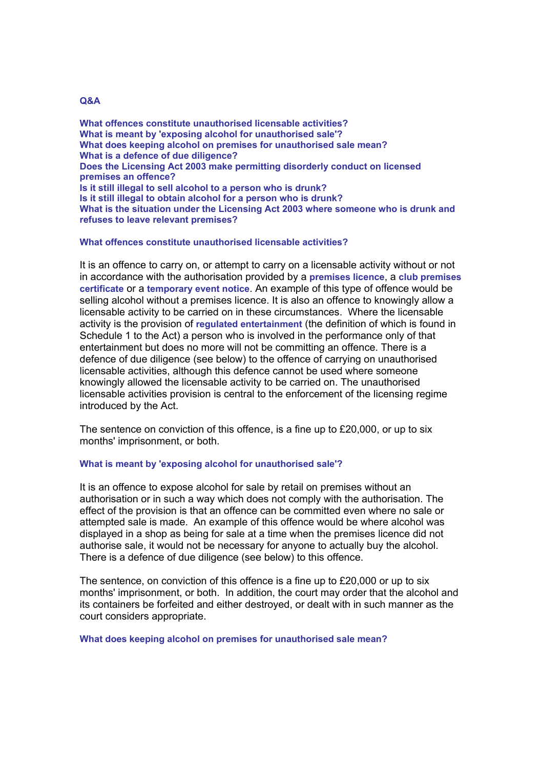## Q&A

**What offences constitute unauthorised licensable activities?**
**What is meant by 'exposing alcohol for unauthorised sale'?**
**What does keeping alcohol on premises for unauthorised sale mean?**
**What is a defence of due diligence?**
**Does the Licensing Act 2003 make permitting disorderly conduct on licensed premises an offence?**
**Is it still illegal to sell alcohol to a person who is drunk?**
**Is it still illegal to obtain alcohol for a person who is drunk?**
**What is the situation under the Licensing Act 2003 where someone who is drunk and refuses to leave relevant premises?**

### What offences constitute unauthorised licensable activities?

It is an offence to carry on, or attempt to carry on a licensable activity without or not in accordance with the authorisation provided by a **premises licence**, a **club premises certificate** or a **temporary event notice**. An example of this type of offence would be selling alcohol without a premises licence. It is also an offence to knowingly allow a licensable activity to be carried on in these circumstances. Where the licensable activity is the provision of **regulated entertainment** (the definition of which is found in Schedule 1 to the Act) a person who is involved in the performance only of that entertainment but does no more will not be committing an offence. There is a defence of due diligence (see below) to the offence of carrying on unauthorised licensable activities, although this defence cannot be used where someone knowingly allowed the licensable activity to be carried on. The unauthorised licensable activities provision is central to the enforcement of the licensing regime introduced by the Act.

The sentence on conviction of this offence, is a fine up to £20,000, or up to six months' imprisonment, or both.

### What is meant by 'exposing alcohol for unauthorised sale'?

It is an offence to expose alcohol for sale by retail on premises without an authorisation or in such a way which does not comply with the authorisation. The effect of the provision is that an offence can be committed even where no sale or attempted sale is made. An example of this offence would be where alcohol was displayed in a shop as being for sale at a time when the premises licence did not authorise sale, it would not be necessary for anyone to actually buy the alcohol. There is a defence of due diligence (see below) to this offence.

The sentence, on conviction of this offence is a fine up to £20,000 or up to six months' imprisonment, or both. In addition, the court may order that the alcohol and its containers be forfeited and either destroyed, or dealt with in such manner as the court considers appropriate.

### What does keeping alcohol on premises for unauthorised sale mean?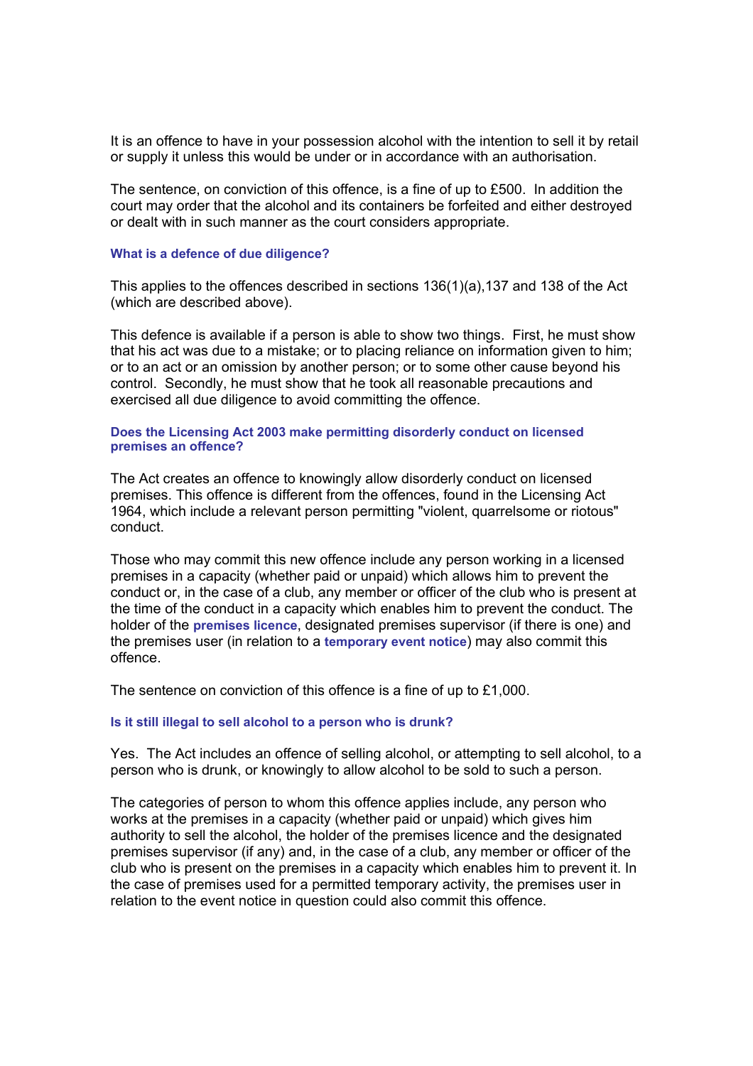It is an offence to have in your possession alcohol with the intention to sell it by retail or supply it unless this would be under or in accordance with an authorisation.

The sentence, on conviction of this offence, is a fine of up to £500. In addition the court may order that the alcohol and its containers be forfeited and either destroyed or dealt with in such manner as the court considers appropriate.

### What is a defence of due diligence?

This applies to the offences described in sections 136(1)(a),137 and 138 of the Act (which are described above).

This defence is available if a person is able to show two things. First, he must show that his act was due to a mistake; or to placing reliance on information given to him; or to an act or an omission by another person; or to some other cause beyond his control. Secondly, he must show that he took all reasonable precautions and exercised all due diligence to avoid committing the offence.

### Does the Licensing Act 2003 make permitting disorderly conduct on licensed premises an offence?

The Act creates an offence to knowingly allow disorderly conduct on licensed premises. This offence is different from the offences, found in the Licensing Act 1964, which include a relevant person permitting "violent, quarrelsome or riotous" conduct.

Those who may commit this new offence include any person working in a licensed premises in a capacity (whether paid or unpaid) which allows him to prevent the conduct or, in the case of a club, any member or officer of the club who is present at the time of the conduct in a capacity which enables him to prevent the conduct. The holder of the **premises licence**, designated premises supervisor (if there is one) and the premises user (in relation to a **temporary event notice**) may also commit this offence.

The sentence on conviction of this offence is a fine of up to £1,000.

### Is it still illegal to sell alcohol to a person who is drunk?

Yes. The Act includes an offence of selling alcohol, or attempting to sell alcohol, to a person who is drunk, or knowingly to allow alcohol to be sold to such a person.

The categories of person to whom this offence applies include, any person who works at the premises in a capacity (whether paid or unpaid) which gives him authority to sell the alcohol, the holder of the premises licence and the designated premises supervisor (if any) and, in the case of a club, any member or officer of the club who is present on the premises in a capacity which enables him to prevent it. In the case of premises used for a permitted temporary activity, the premises user in relation to the event notice in question could also commit this offence.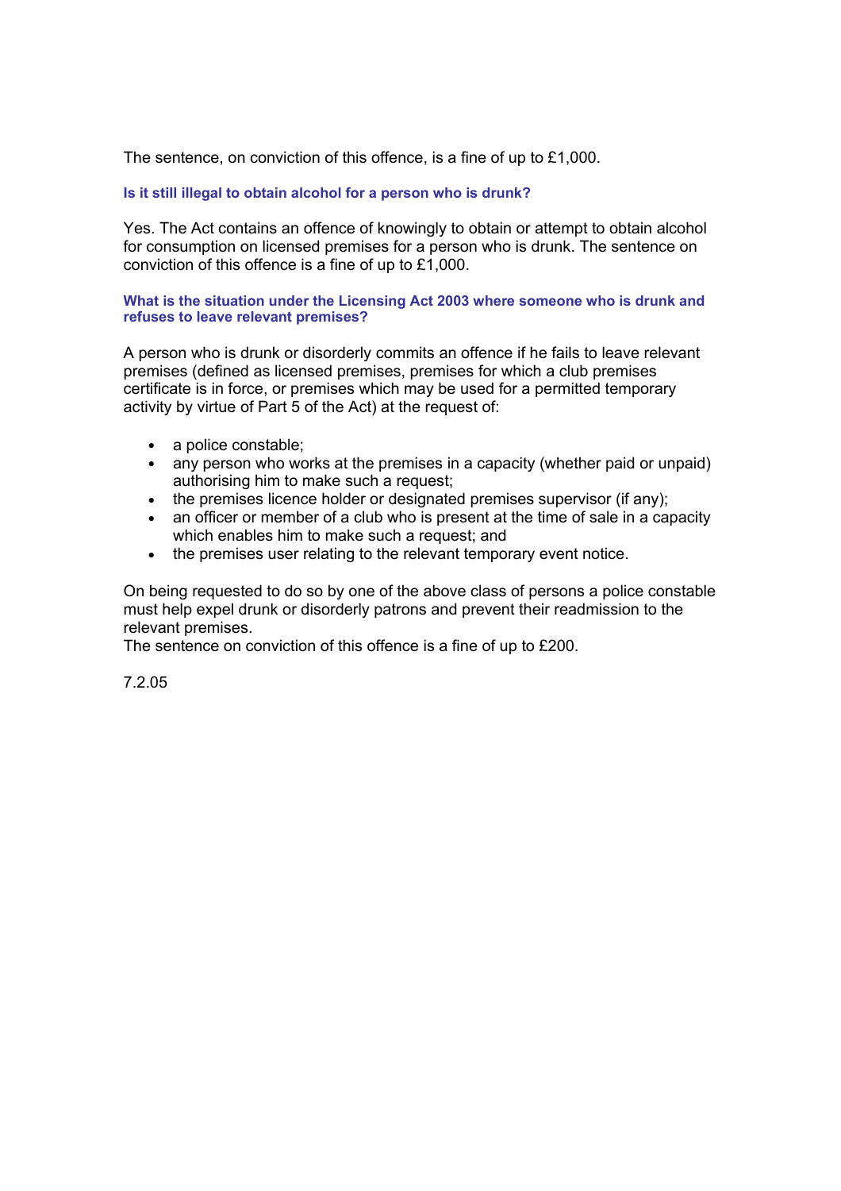The sentence, on conviction of this offence, is a fine of up to £1,000.

### Is it still illegal to obtain alcohol for a person who is drunk?

Yes. The Act contains an offence of knowingly to obtain or attempt to obtain alcohol for consumption on licensed premises for a person who is drunk. The sentence on conviction of this offence is a fine of up to £1,000.

### What is the situation under the Licensing Act 2003 where someone who is drunk and refuses to leave relevant premises?

A person who is drunk or disorderly commits an offence if he fails to leave relevant premises (defined as licensed premises, premises for which a club premises certificate is in force, or premises which may be used for a permitted temporary activity by virtue of Part 5 of the Act) at the request of:

- a police constable;
- any person who works at the premises in a capacity (whether paid or unpaid) authorising him to make such a request;
- the premises licence holder or designated premises supervisor (if any);
- an officer or member of a club who is present at the time of sale in a capacity which enables him to make such a request; and
- the premises user relating to the relevant temporary event notice.

On being requested to do so by one of the above class of persons a police constable must help expel drunk or disorderly patrons and prevent their readmission to the relevant premises.
The sentence on conviction of this offence is a fine of up to £200.

7.2.05